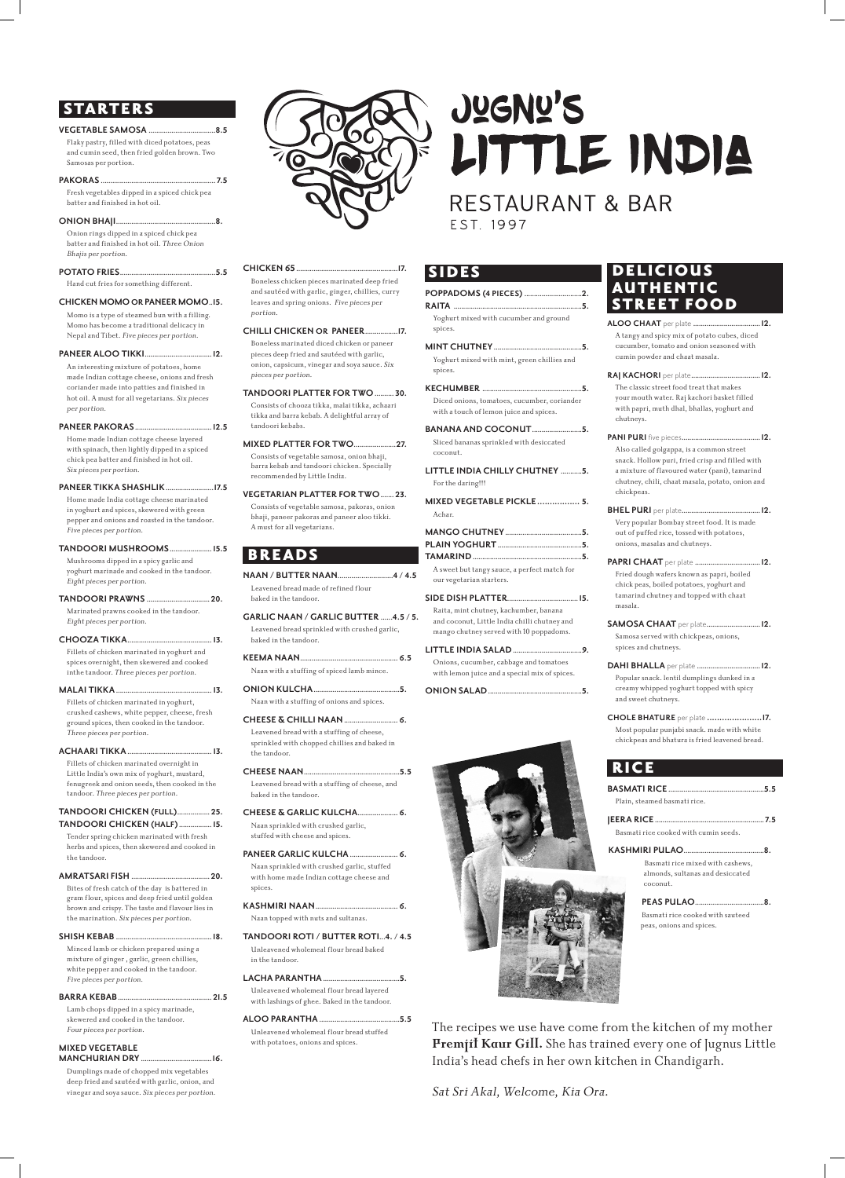# JUGNU'S LITTLE INDIA

RESTAURANT & BAR
EST. 1997

## STARTERS

**VEGETABLE SAMOSA** .......... 8.5
Flaky pastry, filled with diced potatoes, peas and cumin seed, then fried golden brown. Two Samosas per portion.

**PAKORAS** .......... 7.5
Fresh vegetables dipped in a spiced chick pea batter and finished in hot oil.

**ONION BHAJI** .......... 8.
Onion rings dipped in a spiced chick pea batter and finished in hot oil. *Three Onion Bhajis per portion.*

**POTATO FRIES** .......... 5.5
Hand cut fries for something different.

**CHICKEN MOMO OR PANEER MOMO** .. 15.
Momo is a type of steamed bun with a filling. Momo has become a traditional delicacy in Nepal and Tibet. *Five pieces per portion.*

**PANEER ALOO TIKKI** .......... 12.
An interesting mixture of potatoes, home made Indian cottage cheese, onions and fresh coriander made into patties and finished in hot oil. A must for all vegetarians. *Six pieces per portion.*

**PANEER PAKORAS** .......... 12.5
Home made Indian cottage cheese layered with spinach, then lightly dipped in a spiced chick pea batter and finished in hot oil. *Six pieces per portion.*

**PANEER TIKKA SHASHLIK** .......... 17.5
Home made India cottage cheese marinated in yoghurt and spices, skewered with green pepper and onions and roasted in the tandoor. *Five pieces per portion.*

**TANDOORI MUSHROOMS** .......... 15.5
Mushrooms dipped in a spicy garlic and yogburt marinade and cooked in the tandoor. *Eight pieces per portion.*

**TANDOORI PRAWNS** .......... 20.
Marinated prawns cooked in the tandoor. *Eight pieces per portion.*

**CHOOZA TIKKA** .......... 13.
Fillets of chicken marinated in yoghurt and spices overnight, then skewered and cooked inthe tandoor. *Three pieces per portion.*

**MALAI TIKKA** .......... 13.
Fillets of chicken marinated in yoghurt, crushed cashews, white pepper, cheese, fresh ground spices, then cooked in the tandoor. *Three pieces per portion.*

**ACHAARI TIKKA** .......... 13.
Fillets of chicken marinated overnight in Little India's own mix of yoghurt, mustard, fenugreek and onion seeds, then cooked in the tandoor. *Three pieces per portion.*

**TANDOORI CHICKEN (FULL)** .......... 25.
**TANDOORI CHICKEN (HALF)** .......... 15.
Tender spring chicken marinated with fresh herbs and spices, then skewered and cooked in the tandoor.

**AMRATSARI FISH** .......... 20.
Bites of fresh catch of the day is battered in gram flour, spices and deep fried until golden brown and crispy. The taste and flavour lies in the marination. *Six pieces per portion.*

**SHISH KEBAB** .......... 18.
Minced lamb or chicken prepared using a mixture of ginger , garlic, green chillies, white pepper and cooked in the tandoor. *Five pieces per portion.*

**BARRA KEBAB** .......... 21.5
Lamb chops dipped in a spicy marinade, skewered and cooked in the tandoor. *Four pieces per portion.*

**MIXED VEGETABLE MANCHURIAN DRY** .......... 16.
Dumplings made of chopped mix vegetables deep fried and sautéed with garlic, onion, and vinegar and soya sauce. *Six pieces per portion.*

**CHICKEN 65** .......... 17.
Boneless chicken pieces marinated deep fried and sautéed with garlic, ginger, chillies, curry leaves and spring onions. *Five pieces per portion.*

**CHILLI CHICKEN OR PANEER** .......... 17.
Boneless marinated diced chicken or paneer pieces deep fried and sautéed with garlic, onion, capsicum, vinegar and soya sauce. *Six pieces per portion.*

**TANDOORI PLATTER FOR TWO** .......... 30.
Consists of chooza tikka, malai tikka, achaari tikka and barra kebab. A delightful array of tandoori kebabs.

**MIXED PLATTER FOR TWO** .......... 27.
Consists of vegetable samosa, onion bhaji, barra kebab and tandoori chicken. Specially recommended by Little India.

**VEGETARIAN PLATTER FOR TWO** .......... 23.
Consists of vegetable samosa, pakoras, onion bhaji, paneer pakoras and paneer aloo tikki. A must for all vegetarians.

## BREADS

**NAAN / BUTTER NAAN** .......... 4 / 4.5
Leavened bread made of refined flour baked in the tandoor.

**GARLIC NAAN / GARLIC BUTTER** .......... 4.5 / 5.
Leavened bread sprinkled with crushed garlic, baked in the tandoor.

**KEEMA NAAN** .......... 6.5
Naan with a stuffing of spiced lamb mince.

**ONION KULCHA** .......... 5.
Naan with a stuffing of onions and spices.

**CHEESE & CHILLI NAAN** .......... 6.
Leavened bread with a stuffing of cheese, sprinkled with chopped chillies and baked in the tandoor.

**CHEESE NAAN** .......... 5.5
Leavened bread with a stuffing of cheese, and baked in the tandoor.

**CHEESE & GARLIC KULCHA** .......... 6.
Naan sprinkled with crushed garlic, stuffed with cheese and spices.

**PANEER GARLIC KULCHA** .......... 6.
Naan sprinkled with crushed garlic, stuffed with home made Indian cottage cheese and spices.

**KASHMIRI NAAN** .......... 6.
Naan topped with nuts and sultanas.

**TANDOORI ROTI / BUTTER ROTI** .. 4. / 4.5
Unleavened wholemeal flour bread baked in the tandoor.

**LACHA PARANTHA** .......... 5.
Unleavened wholemeal flour bread layered with lashings of ghee. Baked in the tandoor.

**ALOO PARANTHA** .......... 5.5
Unleavened wholemeal flour bread stuffed with potatoes, onions and spices.

## SIDES

**POPPADOMS (4 PIECES)** .......... 2.

**RAITA** .......... 5.
Yoghurt mixed with cucumber and ground spices.

**MINT CHUTNEY** .......... 5.
Yoghurt mixed with mint, green chillies and spices.

**KECHUMBER** .......... 5.
Diced onions, tomatoes, cucumber, coriander with a touch of lemon juice and spices.

**BANANA AND COCONUT** .......... 5.
Sliced bananas sprinkled with desiccated coconut.

**LITTLE INDIA CHILLY CHUTNEY** .......... 5.
For the daring!!!

**MIXED VEGETABLE PICKLE** .......... 5.
Achar.

**MANGO CHUTNEY** .......... 5.
**PLAIN YOGHURT** .......... 5.
**TAMARIND** .......... 5.
A sweet but tangy sauce, a perfect match for our vegetarian starters.

**SIDE DISH PLATTER** .......... 15.
Raita, mint chutney, kachumber, banana and coconut, Little India chilli chutney and mango chutney served with 10 poppadoms.

**LITTLE INDIA SALAD** .......... 9.
Onions, cucumber, cabbage and tomatoes with lemon juice and a special mix of spices.

**ONION SALAD** .......... 5.

## DELICIOUS AUTHENTIC STREET FOOD

**ALOO CHAAT** per plate .......... 12.
A tangy and spicy mix of potato cubes, diced cucumber, tomato and onion seasoned with cumin powder and chaat masala.

**RAJ KACHORI** per plate .......... 12.
The classic street food treat that makes your mouth water. Raj kachori basket filled with papri, muth dhal, bhallas, yoghurt and chutneys.

**PANI PURI** five pieces .......... 12.
Also called golgappa, is a common street snack. Hollow puri, fried crisp and filled with a mixture of flavoured water (pani), tamarind chutney, chili, chaat masala, potato, onion and chickpeas.

**BHEL PURI** per plate .......... 12.
Very popular Bombay street food. It is made out of puffed rice, tossed with potatoes, onions, masalas and chutneys.

**PAPRI CHAAT** per plate .......... 12.
Fried dough wafers known as papri, boiled chick peas, boiled potatoes, yoghurt and tamarind chutney and topped with chaat masala.

**SAMOSA CHAAT** per plate .......... 12.
Samosa served with chickpeas, onions, spices and chutneys.

**DAHI BHALLA** per plate .......... 12.
Popular snack. lentil dumplings dunked in a creamy whipped yoghurt topped with spicy and sweet chutneys.

**CHOLE BHATURE** per plate .......... 17.
Most popular punjabi snack. made with white chickpeas and bhatura is fried leavened bread.

## RICE

**BASMATI RICE** .......... 5.5
Plain, steamed basmati rice.

**JEERA RICE** .......... 7.5
Basmati rice cooked with cumin seeds.

**KASHMIRI PULAO** .......... 8.
Basmati rice mixed with cashews, almonds, sultanas and desiccated coconut.

**PEAS PULAO** .......... 8.
Basmati rice cooked with sauteed peas, onions and spices.

The recipes we use have come from the kitchen of my mother **Premjit Kaur Gill.** She has trained every one of Jugnus Little India's head chefs in her own kitchen in Chandigarh.

*Sat Sri Akal, Welcome, Kia Ora.*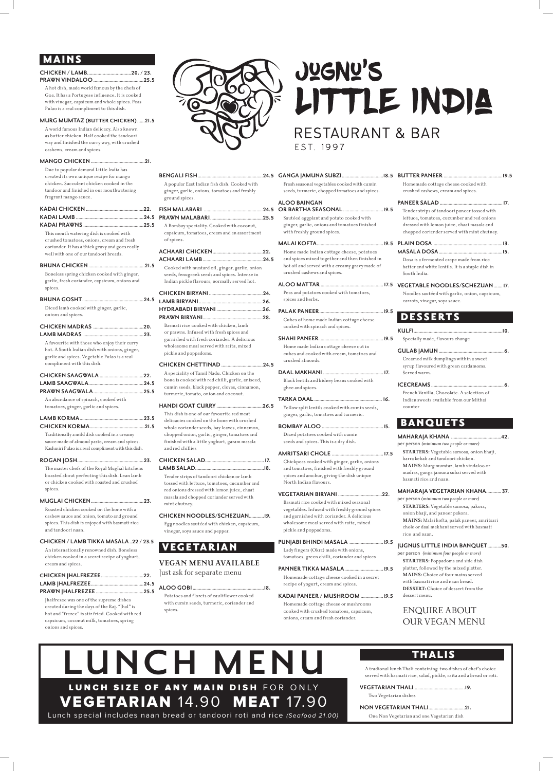# JUGNU'S LITTLE INDIA

RESTAURANT & BAR

EST. 1997

## MAINS

**CHICKEN / LAMB** .......... 20. / 23.
**PRAWN VINDALOO** .......... 25.5

A hot dish, made world famous by the chefs of Goa. It has a Portugese influence. It is cooked with vinegar, capsicum and whole spices. Peas Pulao is a real compliment to this dish.

**MURG MUMTAZ (BUTTER CHICKEN)** .......... 21.5

A world famous Indian delicacy. Also known as butter chicken. Half cooked the tandoori way and finished the curry way, with crushed cashews, cream and spices.

**MANGO CHICKEN** .......... 21.

Due to popular demand Little India has created its own unique recipe for mango chicken. Succulent chicken cooked in the tandoor and finished in our mouthwatering fragrant mango sauce.

**KADAI CHICKEN** .......... 22.
**KADAI LAMB** .......... 24.5
**KADAI PRAWNS** .......... 25.5

This mouth watering dish is cooked with crushed tomatoes, onions, cream and fresh coriander. It has a thick gravy and goes really well with one of our tandoori breads.

**BHUNA CHICKEN** .......... 21.5

Boneless spring chicken cooked with ginger, garlic, fresh coriander, capsicum, onions and spices.

**BHUNA GOSHT** .......... 24.5

Diced lamb cooked with ginger, garlic, onions and spices.

**CHICKEN MADRAS** .......... 20.
**LAMB MADRAS** .......... 23.

A favourite with those who enjoy their curry hot. A South Indian dish with onions, ginger, garlic and spices. Vegetable Pulao is a real compliment with this dish.

**CHICKEN SAAGWALA** .......... 22.
**LAMB SAAGWALA** .......... 24.5
**PRAWN SAAGWALA** .......... 25.5

An abundance of spinach, cooked with tomatoes, ginger, garlic and spices.

**LAMB KORMA** .......... 23.5
**CHICKEN KORMA** .......... 21.5

Traditionally a mild dish cooked in a creamy sauce made of almond paste, cream and spices. Kashmiri Pulao is a real compliment with this dish.

**ROGAN JOSH** .......... 23.

The master chefs of the Royal Mughal kitchens boasted about perfecting this dish. Lean lamb or chicken cooked with roasted and crushed spices.

**MUGLAI CHICKEN** .......... 23.

Roasted chicken cooked on the bone with a cashew sauce and onion, tomato and ground spices. This dish is enjoyed with basmati rice and tandoori naan.

**CHICKEN / LAMB TIKKA MASALA** .. 22 / 23.5

An internationally renowned dish. Boneless chicken cooked in a secret recipe of yoghurt, cream and spices.

**CHICKEN JHALFREZEE** .......... 22.
**LAMB JHALFREZEE** .......... 24.5
**PRAWN JHALFREZEE** .......... 25.5

Jhalfrezee was one of the supreme dishes created during the days of the Raj. "Jhal" is hot and "frezee" is stir fried. Cooked with red capsicum, coconut milk, tomatoes, spring onions and spices.

**BENGALI FISH** .......... 24.5

A popular East Indian fish dish. Cooked with ginger, garlic, onions, tomatoes and freshly ground spices.

**FISH MALABARI** .......... 24.5
**PRAWN MALABARI** .......... 25.5

A Bombay speciality. Cooked with coconut, capsicum, tomatoes, cream and an assortment of spices.

**ACHAARI CHICKEN** .......... 22.
**ACHAARI LAMB** .......... 24.5

Cooked with mustard oil, ginger, garlic, onion seeds, fenugreek seeds and spices. Intense in Indian pickle flavours, normally served hot.

**CHICKEN BIRYANI** .......... 24.
**LAMB BIRYANI** .......... 26.
**HYDRABADI BIRYANI** .......... 26.
**PRAWN BIRYANI** .......... 28.

Basmati rice cooked with chicken, lamb or prawns. Infused with fresh spices and garnished with fresh coriander. A delicious wholesome meal served with raita, mixed pickle and poppadoms.

**CHICKEN CHETTINAD** .......... 24.5

A speciality of Tamil Nadu. Chicken on the bone is cooked with red chilli, garlic, aniseed, cumin seeds, black pepper, cloves, cinnamon, turmeric, tomato, onion and coconut.

**HANDI GOAT CURRY** .......... 26.5

This dish is one of our favourite red meat delicacies cooked on the bone with crushed whole coriander seeds, bay leaves, cinnamon, chopped onion, garlic, ginger, tomatoes and finished with a little yoghurt, garam masala and red chillies

**CHICKEN SALAD** .......... 17.
**LAMB SALAD** .......... 18.

Tender strips of tandoori chicken or lamb tossed with lettuce, tomatoes, cucumber and red onions dressed with lemon juice, chaat masala and chopped coriander served with mint chutney.

**CHICKEN NOODLES/SCHEZUAN** .......... 19.

Egg noodles sautéed with chicken, capsicum, vinegar, soya sauce and pepper.

## VEGETARIAN

**VEGAN MENU AVAILABLE**

Just ask for separate menu

**ALOO GOBI** .......... 18.

Potatoes and florets of cauliflower cooked with cumin seeds, turmeric, coriander and spices.

**GANGA JAMUNA SUBZI** .......... 18.5

Fresh seasonal vegetables cooked with cumin seeds, turmeric, chopped tomatoes and spices.

**ALOO BAINGAN OR BARTHA SEASONAL** .......... 19.5

Sautéed eggplant and potato cooked with ginger, garlic, onions and tomatoes finished with freshly ground spices.

**MALAI KOFTA** .......... 19.5

Home made Indian cottage cheese, potatoes and spices mixed together and then finished in hot oil and served with a creamy gravy made of crushed cashews and spices.

**ALOO MATTAR** .......... 17.5

Peas and potatoes cooked with tomatoes, spices and herbs.

**PALAK PANEER** .......... 19.5

Cubes of home made Indian cottage cheese cooked with spinach and spices.

**SHAHI PANEER** .......... 19.5

Home made Indian cottage cheese cut in cubes and cooked with cream, tomatoes and crushed almonds.

**DAAL MAKHANI** .......... 17.

Black lentils and kidney beans cooked with ghee and spices.

**TARKA DAAL** .......... 16.

Yellow split lentils cooked with cumin seeds, ginger, garlic, tomatoes and turmeric.

**BOMBAY ALOO** .......... 15.

Diced potatoes cooked with cumin seeds and spices. This is a dry dish.

**AMRITSARI CHOLE** .......... 17.5

Chickpeas cooked with ginger, garlic, onions and tomatoes, finished with freshly ground spices and amchur, giving the dish unique North Indian flavours.

**VEGETARIAN BIRYANI** .......... 22.

Basmati rice cooked with mixed seasonal vegetables. Infused with freshly ground spices and garnished with coriander. A delicious wholesome meal served with raita, mixed pickle and poppadoms.

**PUNJABI BHINDI MASALA** .......... 19.5

Lady fingers (Okra) made with onions, tomatoes, green chilli, coriander and spices

**PANNER TIKKA MASALA** .......... 19.5

Homemade cottage cheese cooked in a secret recipe of yogurt, cream and spices.

**KADAI PANEER / MUSHROOM** .......... 19.5

Homemade cottage cheese or mushrooms cooked with crushed tomatoes, capsicum, onions, cream and fresh coriander.

**BUTTER PANEER** .......... 19.5

Homemade cottage cheese cooked with crushed cashews, cream and spices.

**PANEER SALAD** .......... 17.

Tender strips of tandoori paneer tossed with lettuce, tomatoes, cucumber and red onions dressed with lemon juice, chaat masala and chopped coriander served with mint chutney.

**PLAIN DOSA** .......... 13.
**MASALA DOSA** .......... 15.

Dosa is a fermented crepe made from rice batter and white lentils. It is a staple dish in South India.

**VEGETABLE NOODLES/SCHEZUAN** .......... 17.

Noodles sautéed with garlic, onion, capsicum, carrots, vinegar, soya sauce.

## DESSERTS

**KULFI** .......... 10.

Specially made, flavours change

**GULAB JAMUN** .......... 6.

Creamed milk dumplings within a sweet syrup flavoured with green cardamoms. Served warm.

**ICECREAMS** .......... 6.

French Vanilla, Chocolate. A selection of Indian sweets available from our Mithai counter

## BANQUETS

**MAHARAJA KHANA** .......... 42.

per person *(minimum two people or more)*

**STARTERS:** Vegetable samosa, onion bhaji, barra kebab and tandoori chicken.
**MAINS:** Murg mumtaz, lamb vindaloo or madras, ganga jamuna subzi served with basmati rice and naan.

**MAHARAJA VEGETARIAN KHANA** .......... 37.

per person *(minimum two people or more)*

**STARTERS:** Vegetable samosa, pakora, onion bhaji, and paneer pakora.
**MAINS:** Malai kofta, palak paneer, amritsari chole or daal makhani served with basmati rice and naan.

**JUGNUS LITTLE INDIA BANQUET** .......... 50.

per person *(minimum four people or more)*

**STARTERS:** Poppadoms and side dish platter, followed by the mixed platter.
**MAINS:** Choice of four mains served with basmati rice and naan bread.
**DESSERT:** Choice of dessert from the dessert menu.

ENQUIRE ABOUT OUR VEGAN MENU

# LUNCH MENU

**LUNCH SIZE OF ANY MAIN DISH** FOR ONLY

**VEGETARIAN** 14.90 **MEAT** 17.90

Lunch special includes naan bread or tandoori roti and rice *(Seafood 21.00)*

## THALIS

A tradional lunch Thali containing two dishes of chef's choice served with basmati rice, salad, pickle, raita and a bread or roti.

**VEGETARIAN THALI** .......... 19.

Two Vegetarian dishes

**NON VEGETARIAN THALI** .......... 21.

One Non Vegetarian and one Vegetarian dish